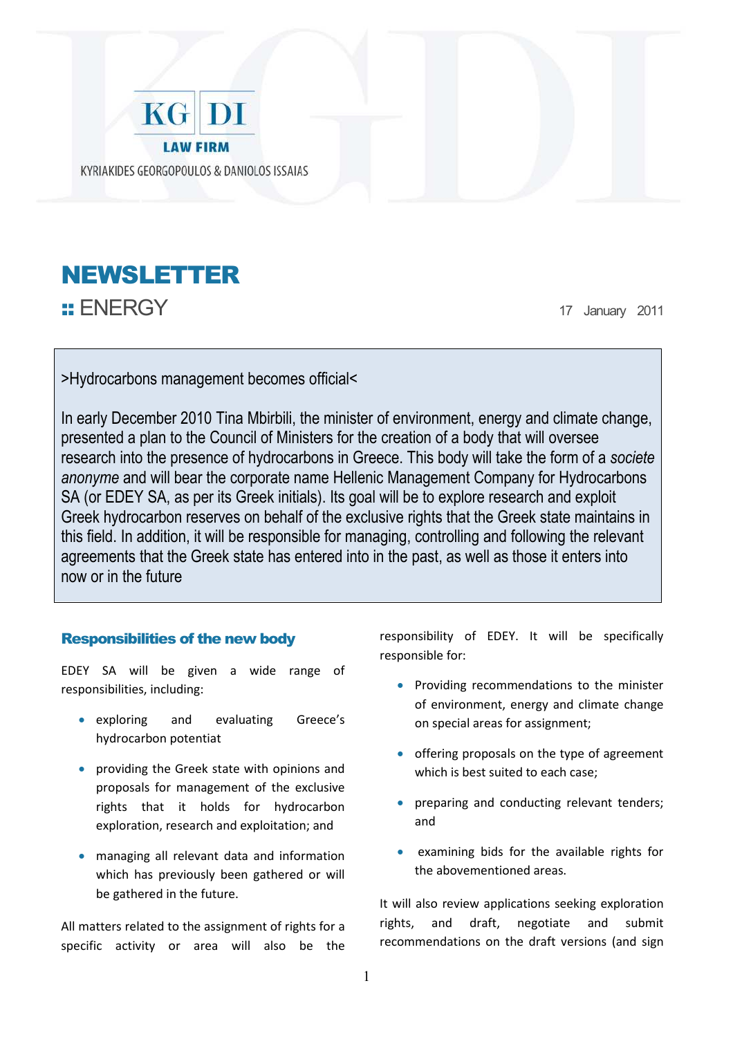KG | DI

LAW FIRM

KYRIAKIDES GEORGOPOULOS & DANIOLOS ISSAIAS

# NEWSLETTER

## :: ENERGY

17 January 2011

>Hydrocarbons management becomes official<

In early December 2010 Tina Mbirbili, the minister of environment, energy and climate change, presented a plan to the Council of Ministers for the creation of a body that will oversee research into the presence of hydrocarbons in Greece. This body will take the form of a *societe anonyme* and will bear the corporate name Hellenic Management Company for Hydrocarbons SA (or EDEY SA, as per its Greek initials). Its goal will be to explore research and exploit Greek hydrocarbon reserves on behalf of the exclusive rights that the Greek state maintains in this field. In addition, it will be responsible for managing, controlling and following the relevant agreements that the Greek state has entered into in the past, as well as those it enters into now or in the future

### Responsibilities of the new body

EDEY SA will be given a wide range of responsibilities, including:

- exploring and evaluating Greece's hydrocarbon potentiat
- providing the Greek state with opinions and proposals for management of the exclusive rights that it holds for hydrocarbon exploration, research and exploitation; and
- managing all relevant data and information which has previously been gathered or will be gathered in the future.

All matters related to the assignment of rights for a specific activity or area will also be the responsibility of EDEY. It will be specifically responsible for:

- Providing recommendations to the minister of environment, energy and climate change on special areas for assignment;
- offering proposals on the type of agreement which is best suited to each case;
- preparing and conducting relevant tenders; and
- examining bids for the available rights for the abovementioned areas.

It will also review applications seeking exploration rights, and draft, negotiate and submit recommendations on the draft versions (and sign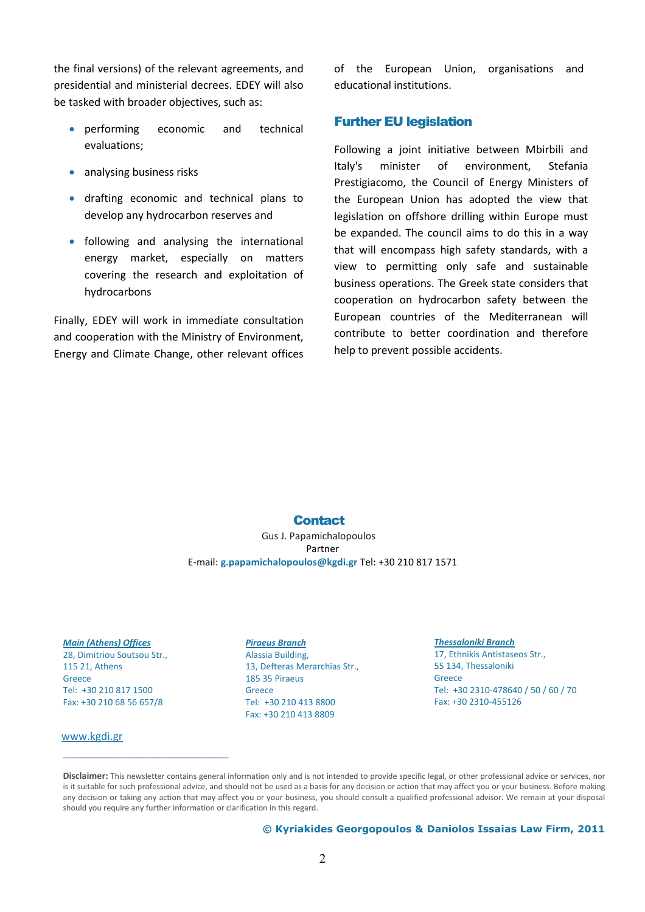the final versions) of the relevant agreements, and presidential and ministerial decrees. EDEY will also be tasked with broader objectives, such as:

- performing economic and technical evaluations;
- analysing business risks
- drafting economic and technical plans to develop any hydrocarbon reserves and
- following and analysing the international energy market, especially on matters covering the research and exploitation of hydrocarbons

Finally, EDEY will work in immediate consultation and cooperation with the Ministry of Environment, Energy and Climate Change, other relevant offices of the European Union, organisations and educational institutions.

## Further EU legislation

Following a joint initiative between Mbirbili and Italy's minister of environment, Stefania Prestigiacomo, the Council of Energy Ministers of the European Union has adopted the view that legislation on offshore drilling within Europe must be expanded. The council aims to do this in a way that will encompass high safety standards, with a view to permitting only safe and sustainable business operations. The Greek state considers that cooperation on hydrocarbon safety between the European countries of the Mediterranean will contribute to better coordination and therefore help to prevent possible accidents.

## Contact

Gus J. Papamichalopoulos
Partner
E-mail: **g.papamichalopoulos@kgdi.gr** Tel: +30 210 817 1571

***Main (Athens) Offices***
28, Dimitriou Soutsou Str.,
115 21, Athens
Greece
Tel: +30 210 817 1500
Fax: +30 210 68 56 657/8

***Piraeus Branch***
Alassia Building,
13, Defteras Merarchias Str.,
185 35 Piraeus
Greece
Tel: +30 210 413 8800
Fax: +30 210 413 8809

***Thessaloniki Branch***
17, Ethnikis Antistaseos Str.,
55 134, Thessaloniki
Greece
Tel: +30 2310-478640 / 50 / 60 / 70
Fax: +30 2310-455126

www.kgdi.gr

**Disclaimer:** This newsletter contains general information only and is not intended to provide specific legal, or other professional advice or services, nor is it suitable for such professional advice, and should not be used as a basis for any decision or action that may affect you or your business. Before making any decision or taking any action that may affect you or your business, you should consult a qualified professional advisor. We remain at your disposal should you require any further information or clarification in this regard.

**© Kyriakides Georgopoulos & Daniolos Issaias Law Firm, 2011**